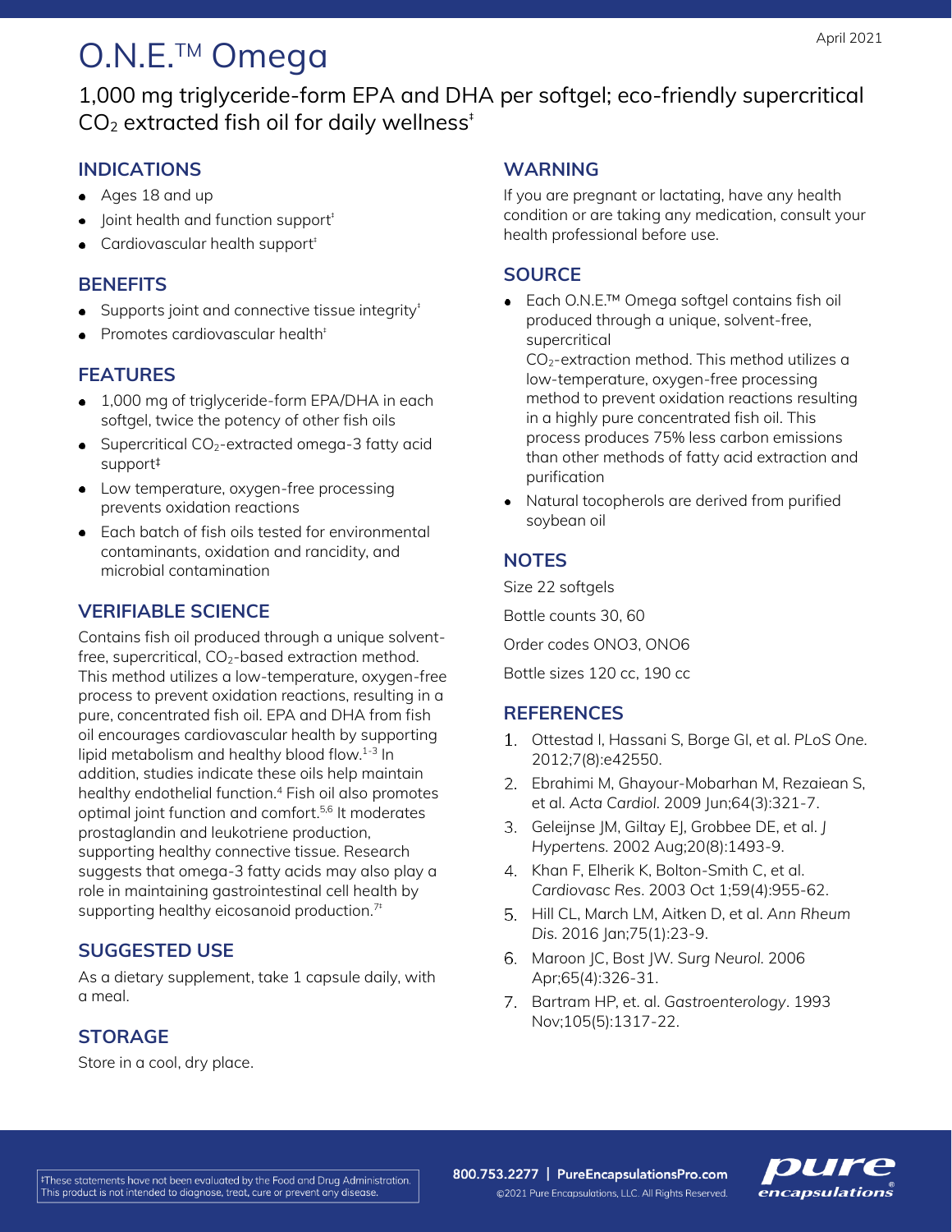April 2021

# O.N.E.™ Omega

1,000 mg triglyceride-form EPA and DHA per softgel; eco-friendly supercritical $CO_2$ extracted fish oil for daily wellness‡

## INDICATIONS

- Ages 18 and up
- Joint health and function support‡
- Cardiovascular health support‡

## BENEFITS

- Supports joint and connective tissue integrity‡
- Promotes cardiovascular health‡

## FEATURES

- 1,000 mg of triglyceride-form EPA/DHA in each softgel, twice the potency of other fish oils
- Supercritical $CO_2$-extracted omega-3 fatty acid support‡
- Low temperature, oxygen-free processing prevents oxidation reactions
- Each batch of fish oils tested for environmental contaminants, oxidation and rancidity, and microbial contamination

## VERIFIABLE SCIENCE

Contains fish oil produced through a unique solvent-free, supercritical, $CO_2$-based extraction method. This method utilizes a low-temperature, oxygen-free process to prevent oxidation reactions, resulting in a pure, concentrated fish oil. EPA and DHA from fish oil encourages cardiovascular health by supporting lipid metabolism and healthy blood flow.[1-3] In addition, studies indicate these oils help maintain healthy endothelial function.[4] Fish oil also promotes optimal joint function and comfort.[5,6] It moderates prostaglandin and leukotriene production, supporting healthy connective tissue. Research suggests that omega-3 fatty acids may also play a role in maintaining gastrointestinal cell health by supporting healthy eicosanoid production.[7‡]

## SUGGESTED USE

As a dietary supplement, take 1 capsule daily, with a meal.

## STORAGE

Store in a cool, dry place.

## WARNING

If you are pregnant or lactating, have any health condition or are taking any medication, consult your health professional before use.

## SOURCE

- Each O.N.E.™ Omega softgel contains fish oil produced through a unique, solvent-free, supercritical $CO_2$-extraction method. This method utilizes a low-temperature, oxygen-free processing method to prevent oxidation reactions resulting in a highly pure concentrated fish oil. This process produces 75% less carbon emissions than other methods of fatty acid extraction and purification
- Natural tocopherols are derived from purified soybean oil

## NOTES

Size 22 softgels

Bottle counts 30, 60

Order codes ONO3, ONO6

Bottle sizes 120 cc, 190 cc

## REFERENCES

1. Ottestad I, Hassani S, Borge GI, et al. *PLoS One.* 2012;7(8):e42550.
2. Ebrahimi M, Ghayour-Mobarhan M, Rezaiean S, et al. *Acta Cardiol.* 2009 Jun;64(3):321-7.
3. Geleijnse JM, Giltay EJ, Grobbee DE, et al. *J Hypertens.* 2002 Aug;20(8):1493-9.
4. Khan F, Elherik K, Bolton-Smith C, et al. *Cardiovasc Res.* 2003 Oct 1;59(4):955-62.
5. Hill CL, March LM, Aitken D, et al. *Ann Rheum Dis.* 2016 Jan;75(1):23-9.
6. Maroon JC, Bost JW. *Surg Neurol.* 2006 Apr;65(4):326-31.
7. Bartram HP, et. al. *Gastroenterology*. 1993 Nov;105(5):1317-22.

‡These statements have not been evaluated by the Food and Drug Administration. This product is not intended to diagnose, treat, cure or prevent any disease.

800.753.2277 | PureEncapsulationsPro.com

©2021 Pure Encapsulations, LLC. All Rights Reserved.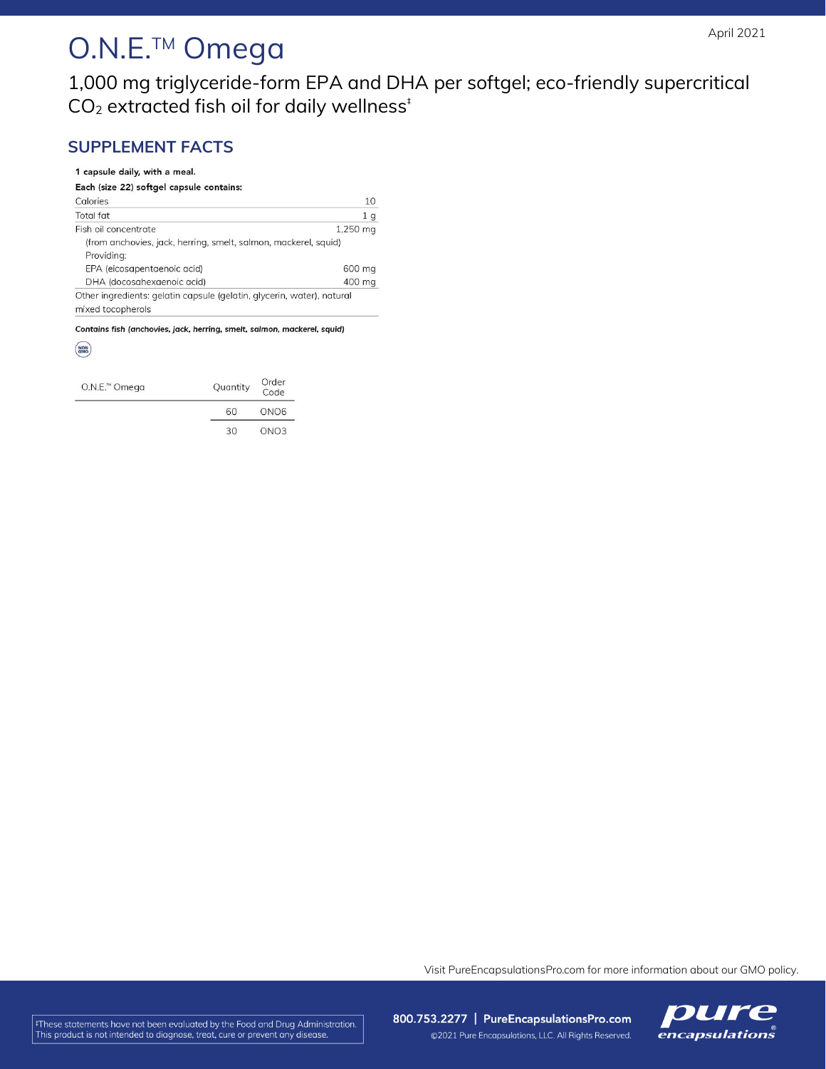April 2021

# O.N.E.™ Omega

1,000 mg triglyceride-form EPA and DHA per softgel; eco-friendly supercritical $CO_2$ extracted fish oil for daily wellness‡

## SUPPLEMENT FACTS

**1 capsule daily, with a meal.**

**Each (size 22) softgel capsule contains:**

| | |
|---|---|
| Calories | 10 |
| Total fat | 1 g |
| Fish oil concentrate (from anchovies, jack, herring, smelt, salmon, mackerel, squid) | 1,250 mg |
| Providing: | |
| EPA (eicosapentaenoic acid) | 600 mg |
| DHA (docosahexaenoic acid) | 400 mg |

Other ingredients: gelatin capsule (gelatin, glycerin, water), natural mixed tocopherols

***Contains fish (anchovies, jack, herring, smelt, salmon, mackerel, squid)***

NON GMO

| O.N.E.™ Omega | Quantity | Order Code |
|---|---|---|
| | 60 | ONO6 |
| | 30 | ONO3 |

Visit PureEncapsulationsPro.com for more information about our GMO policy.

‡These statements have not been evaluated by the Food and Drug Administration. This product is not intended to diagnose, treat, cure or prevent any disease.

800.753.2277 | PureEncapsulationsPro.com

©2021 Pure Encapsulations, LLC. All Rights Reserved.

pure encapsulations®